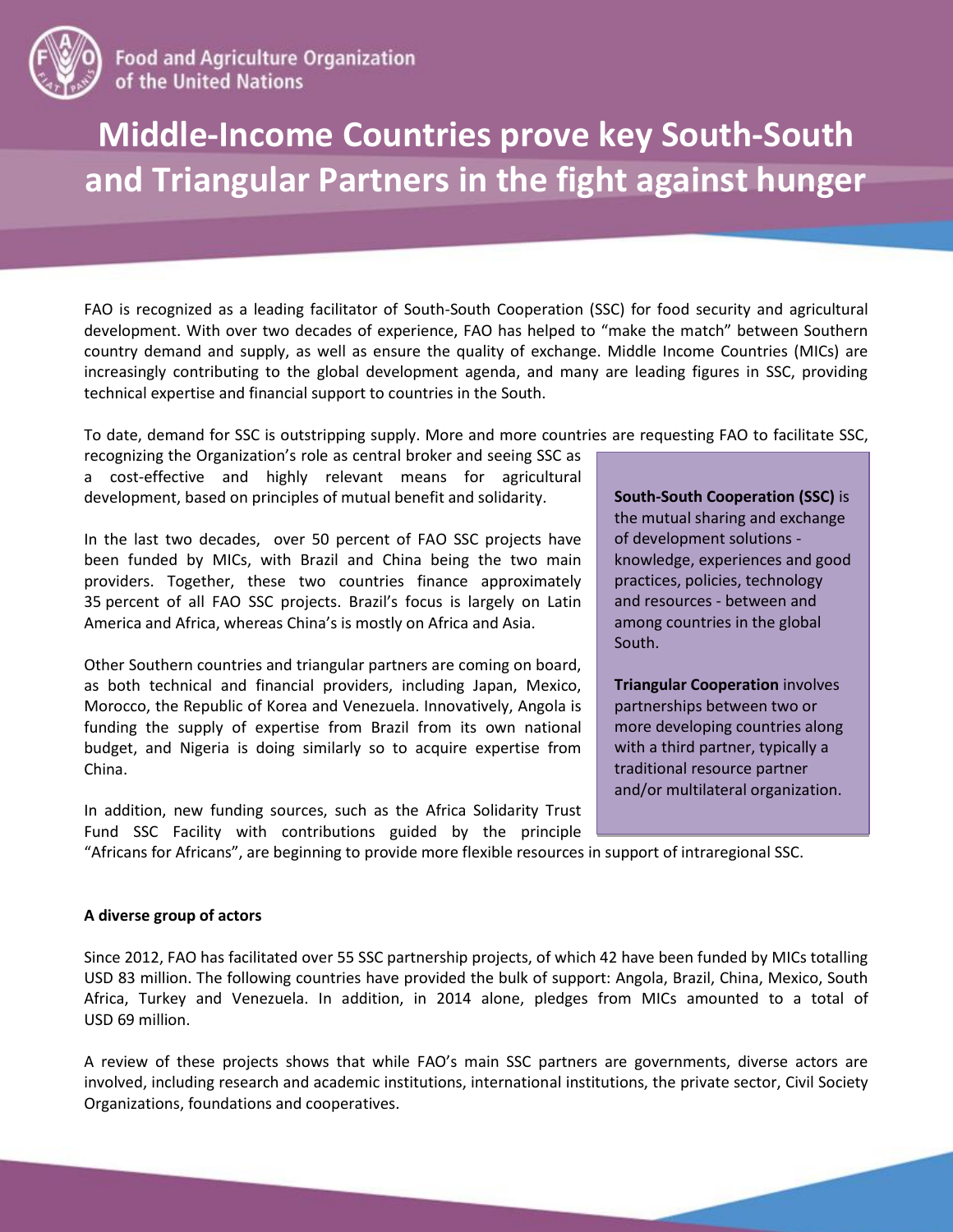Food and Agriculture Organization of the United Nations

# Middle-Income Countries prove key South-South and Triangular Partners in the fight against hunger

FAO is recognized as a leading facilitator of South-South Cooperation (SSC) for food security and agricultural development. With over two decades of experience, FAO has helped to "make the match" between Southern country demand and supply, as well as ensure the quality of exchange. Middle Income Countries (MICs) are increasingly contributing to the global development agenda, and many are leading figures in SSC, providing technical expertise and financial support to countries in the South.

To date, demand for SSC is outstripping supply. More and more countries are requesting FAO to facilitate SSC, recognizing the Organization's role as central broker and seeing SSC as a cost-effective and highly relevant means for agricultural development, based on principles of mutual benefit and solidarity.

In the last two decades, over 50 percent of FAO SSC projects have been funded by MICs, with Brazil and China being the two main providers. Together, these two countries finance approximately 35 percent of all FAO SSC projects. Brazil's focus is largely on Latin America and Africa, whereas China's is mostly on Africa and Asia.

Other Southern countries and triangular partners are coming on board, as both technical and financial providers, including Japan, Mexico, Morocco, the Republic of Korea and Venezuela. Innovatively, Angola is funding the supply of expertise from Brazil from its own national budget, and Nigeria is doing similarly so to acquire expertise from China.

In addition, new funding sources, such as the Africa Solidarity Trust Fund SSC Facility with contributions guided by the principle "Africans for Africans", are beginning to provide more flexible resources in support of intraregional SSC.

> **South-South Cooperation (SSC)** is the mutual sharing and exchange of development solutions - knowledge, experiences and good practices, policies, technology and resources - between and among countries in the global South.
>
> **Triangular Cooperation** involves partnerships between two or more developing countries along with a third partner, typically a traditional resource partner and/or multilateral organization.

**A diverse group of actors**

Since 2012, FAO has facilitated over 55 SSC partnership projects, of which 42 have been funded by MICs totalling USD 83 million. The following countries have provided the bulk of support: Angola, Brazil, China, Mexico, South Africa, Turkey and Venezuela. In addition, in 2014 alone, pledges from MICs amounted to a total of USD 69 million.

A review of these projects shows that while FAO's main SSC partners are governments, diverse actors are involved, including research and academic institutions, international institutions, the private sector, Civil Society Organizations, foundations and cooperatives.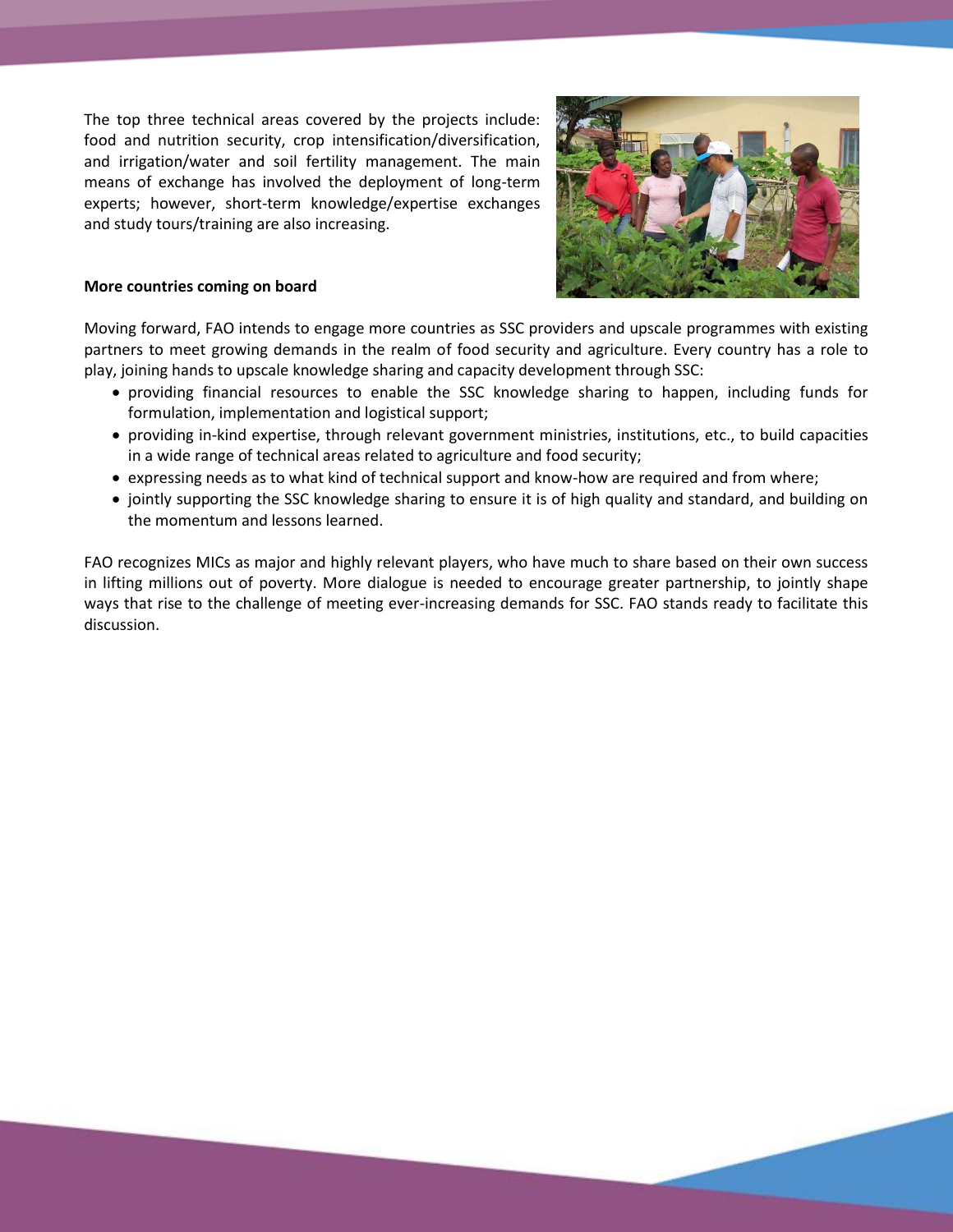The top three technical areas covered by the projects include: food and nutrition security, crop intensification/diversification, and irrigation/water and soil fertility management. The main means of exchange has involved the deployment of long-term experts; however, short-term knowledge/expertise exchanges and study tours/training are also increasing.

**More countries coming on board**

Moving forward, FAO intends to engage more countries as SSC providers and upscale programmes with existing partners to meet growing demands in the realm of food security and agriculture. Every country has a role to play, joining hands to upscale knowledge sharing and capacity development through SSC:

- providing financial resources to enable the SSC knowledge sharing to happen, including funds for formulation, implementation and logistical support;
- providing in-kind expertise, through relevant government ministries, institutions, etc., to build capacities in a wide range of technical areas related to agriculture and food security;
- expressing needs as to what kind of technical support and know-how are required and from where;
- jointly supporting the SSC knowledge sharing to ensure it is of high quality and standard, and building on the momentum and lessons learned.

FAO recognizes MICs as major and highly relevant players, who have much to share based on their own success in lifting millions out of poverty. More dialogue is needed to encourage greater partnership, to jointly shape ways that rise to the challenge of meeting ever-increasing demands for SSC. FAO stands ready to facilitate this discussion.